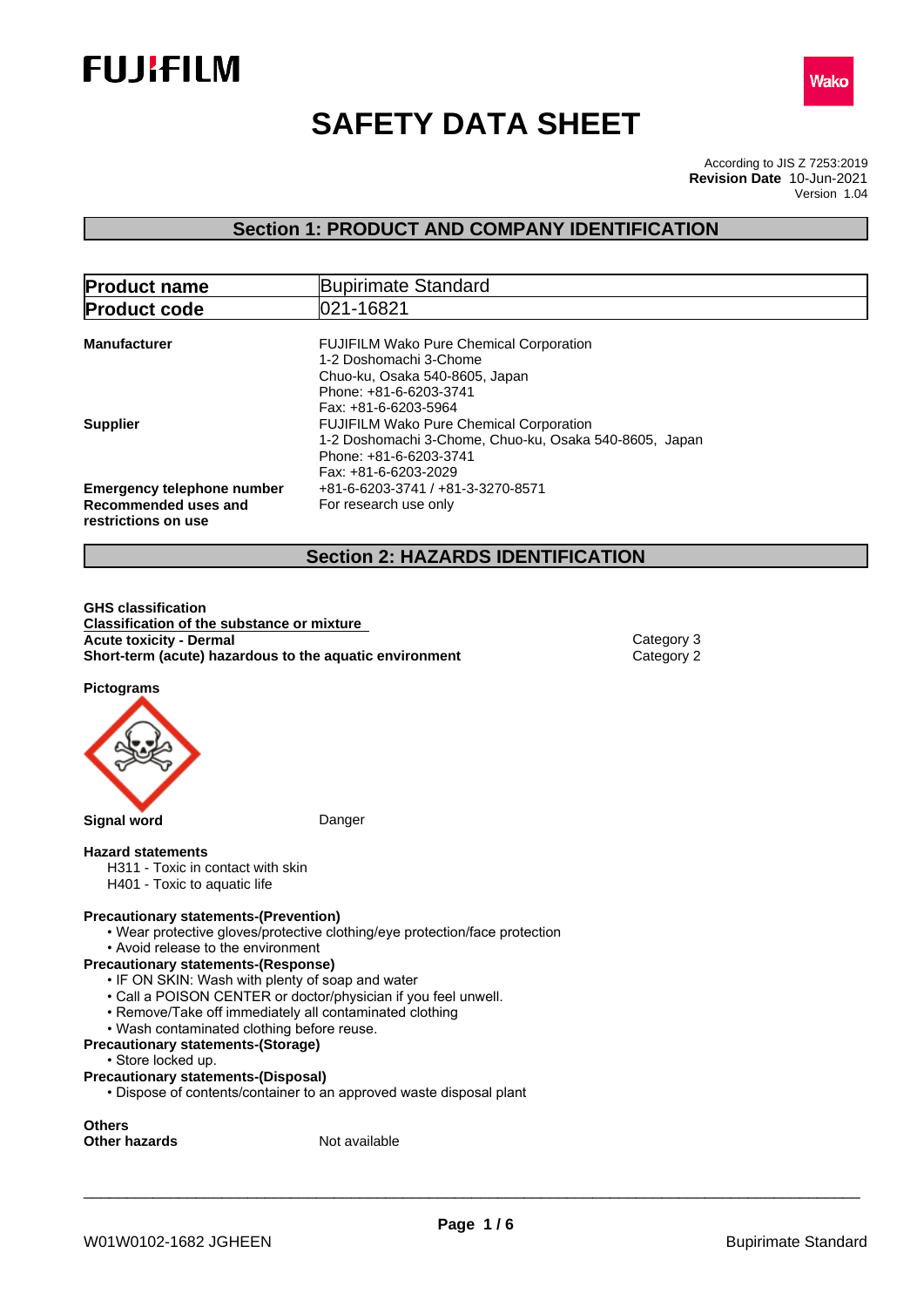FUJIFILM

Wako

# SAFETY DATA SHEET

According to JIS Z 7253:2019
**Revision Date** 10-Jun-2021
Version 1.04

## Section 1: PRODUCT AND COMPANY IDENTIFICATION

| **Product name** | Bupirimate Standard |
|---|---|
| **Product code** | 021-16821 |

**Manufacturer**
FUJIFILM Wako Pure Chemical Corporation
1-2 Doshomachi 3-Chome
Chuo-ku, Osaka 540-8605, Japan
Phone: +81-6-6203-3741
Fax: +81-6-6203-5964

**Supplier**
FUJIFILM Wako Pure Chemical Corporation
1-2 Doshomachi 3-Chome, Chuo-ku, Osaka 540-8605, Japan
Phone: +81-6-6203-3741
Fax: +81-6-6203-2029

**Emergency telephone number** +81-6-6203-3741 / +81-3-3270-8571

**Recommended uses and restrictions on use** For research use only

## Section 2: HAZARDS IDENTIFICATION

**GHS classification**

**Classification of the substance or mixture**

| | |
|---|---|
| **Acute toxicity - Dermal** | Category 3 |
| **Short-term (acute) hazardous to the aquatic environment** | Category 2 |

**Pictograms**

**Signal word** Danger

**Hazard statements**

H311 - Toxic in contact with skin
H401 - Toxic to aquatic life

**Precautionary statements-(Prevention)**
- Wear protective gloves/protective clothing/eye protection/face protection
- Avoid release to the environment

**Precautionary statements-(Response)**
- IF ON SKIN: Wash with plenty of soap and water
- Call a POISON CENTER or doctor/physician if you feel unwell.
- Remove/Take off immediately all contaminated clothing
- Wash contaminated clothing before reuse.

**Precautionary statements-(Storage)**
- Store locked up.

**Precautionary statements-(Disposal)**
- Dispose of contents/container to an approved waste disposal plant

**Others**
**Other hazards** Not available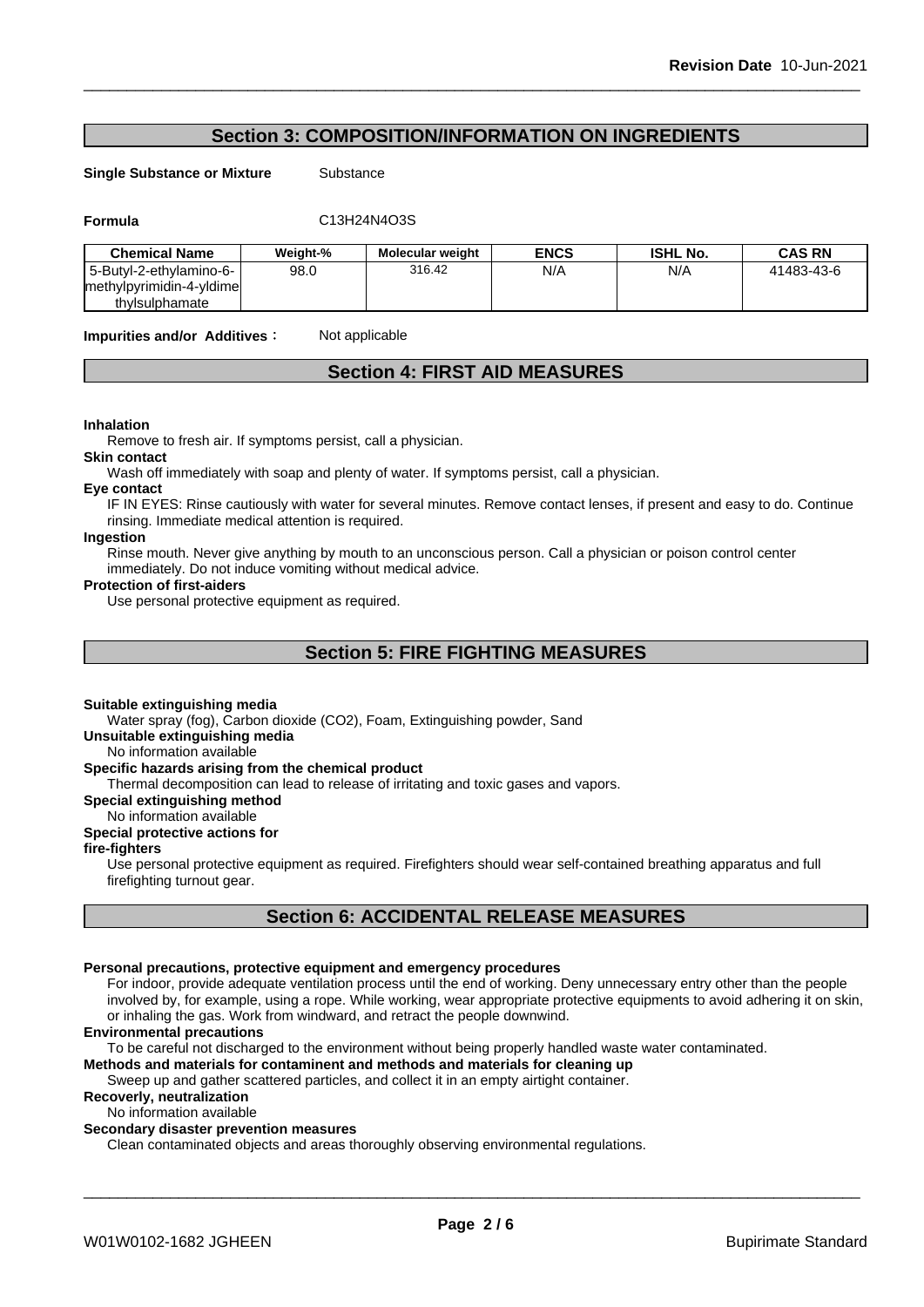## Section 3: COMPOSITION/INFORMATION ON INGREDIENTS

**Single Substance or Mixture** Substance

**Formula** $C_{13}H_{24}N_4O_3S$

| Chemical Name | Weight-% | Molecular weight | ENCS | ISHL No. | CAS RN |
|---|---|---|---|---|---|
| 5-Butyl-2-ethylamino-6-methylpyrimidin-4-yldimethylsulphamate | 98.0 | 316.42 | N/A | N/A | 41483-43-6 |

**Impurities and/or Additives**： Not applicable

## Section 4: FIRST AID MEASURES

**Inhalation**
Remove to fresh air. If symptoms persist, call a physician.

**Skin contact**
Wash off immediately with soap and plenty of water. If symptoms persist, call a physician.

**Eye contact**
IF IN EYES: Rinse cautiously with water for several minutes. Remove contact lenses, if present and easy to do. Continue rinsing. Immediate medical attention is required.

**Ingestion**
Rinse mouth. Never give anything by mouth to an unconscious person. Call a physician or poison control center immediately. Do not induce vomiting without medical advice.

**Protection of first-aiders**
Use personal protective equipment as required.

## Section 5: FIRE FIGHTING MEASURES

**Suitable extinguishing media**
Water spray (fog), Carbon dioxide ($CO_2$), Foam, Extinguishing powder, Sand

**Unsuitable extinguishing media**
No information available

**Specific hazards arising from the chemical product**
Thermal decomposition can lead to release of irritating and toxic gases and vapors.

**Special extinguishing method**
No information available

**Special protective actions for fire-fighters**
Use personal protective equipment as required. Firefighters should wear self-contained breathing apparatus and full firefighting turnout gear.

## Section 6: ACCIDENTAL RELEASE MEASURES

**Personal precautions, protective equipment and emergency procedures**
For indoor, provide adequate ventilation process until the end of working. Deny unnecessary entry other than the people involved by, for example, using a rope. While working, wear appropriate protective equipments to avoid adhering it on skin, or inhaling the gas. Work from windward, and retract the people downwind.

**Environmental precautions**
To be careful not discharged to the environment without being properly handled waste water contaminated.

**Methods and materials for contaminent and methods and materials for cleaning up**
Sweep up and gather scattered particles, and collect it in an empty airtight container.

**Recoverly, neutralization**
No information available

**Secondary disaster prevention measures**
Clean contaminated objects and areas thoroughly observing environmental regulations.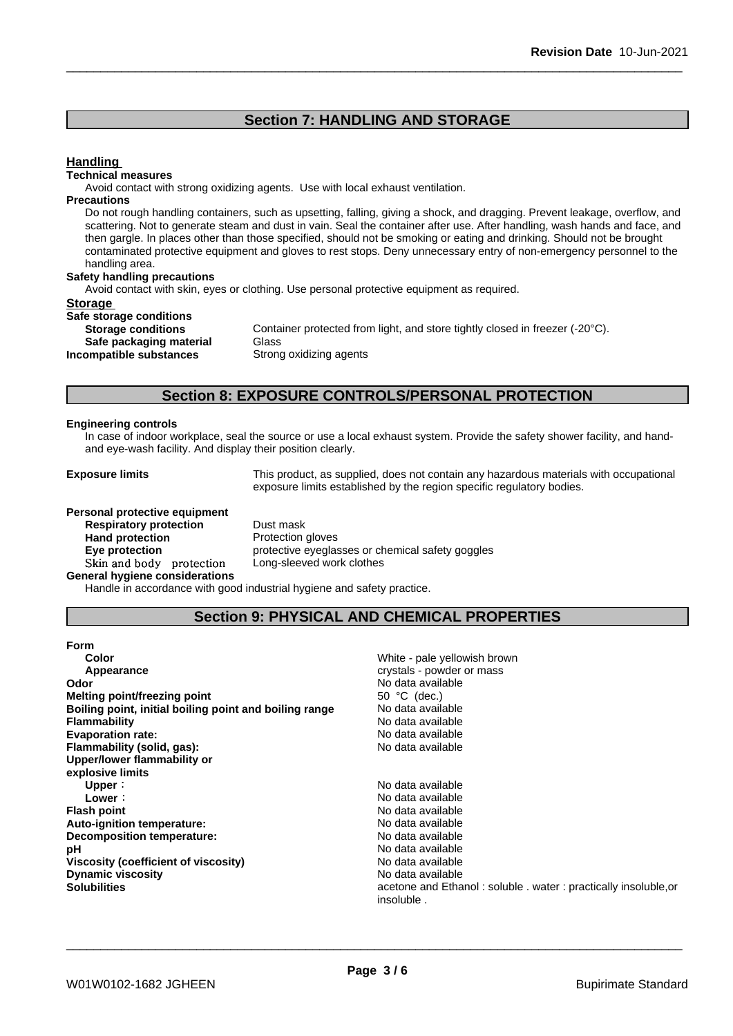## Section 7: HANDLING AND STORAGE

### Handling

**Technical measures**

Avoid contact with strong oxidizing agents. Use with local exhaust ventilation.

**Precautions**

Do not rough handling containers, such as upsetting, falling, giving a shock, and dragging. Prevent leakage, overflow, and scattering. Not to generate steam and dust in vain. Seal the container after use. After handling, wash hands and face, and then gargle. In places other than those specified, should not be smoking or eating and drinking. Should not be brought contaminated protective equipment and gloves to rest stops. Deny unnecessary entry of non-emergency personnel to the handling area.

**Safety handling precautions**

Avoid contact with skin, eyes or clothing. Use personal protective equipment as required.

### Storage

**Safe storage conditions**

| | |
|---|---|
| **Storage conditions** | Container protected from light, and store tightly closed in freezer (-20°C). |
| **Safe packaging material** | Glass |
| **Incompatible substances** | Strong oxidizing agents |

## Section 8: EXPOSURE CONTROLS/PERSONAL PROTECTION

**Engineering controls**

In case of indoor workplace, seal the source or use a local exhaust system. Provide the safety shower facility, and hand- and eye-wash facility. And display their position clearly.

**Exposure limits** This product, as supplied, does not contain any hazardous materials with occupational exposure limits established by the region specific regulatory bodies.

**Personal protective equipment**

| | |
|---|---|
| **Respiratory protection** | Dust mask |
| **Hand protection** | Protection gloves |
| **Eye protection** | protective eyeglasses or chemical safety goggles |
| Skin and body protection | Long-sleeved work clothes |

**General hygiene considerations**

Handle in accordance with good industrial hygiene and safety practice.

## Section 9: PHYSICAL AND CHEMICAL PROPERTIES

**Form**

| | |
|---|---|
| **Color** | White - pale yellowish brown |
| **Appearance** | crystals - powder or mass |
| **Odor** | No data available |
| **Melting point/freezing point** | 50 °C (dec.) |
| **Boiling point, initial boiling point and boiling range** | No data available |
| **Flammability** | No data available |
| **Evaporation rate:** | No data available |
| **Flammability (solid, gas):** | No data available |
| **Upper/lower flammability or explosive limits** | |
| **Upper**： | No data available |
| **Lower**： | No data available |
| **Flash point** | No data available |
| **Auto-ignition temperature:** | No data available |
| **Decomposition temperature:** | No data available |
| **pH** | No data available |
| **Viscosity (coefficient of viscosity)** | No data available |
| **Dynamic viscosity** | No data available |
| **Solubilities** | acetone and Ethanol : soluble . water : practically insoluble,or insoluble . |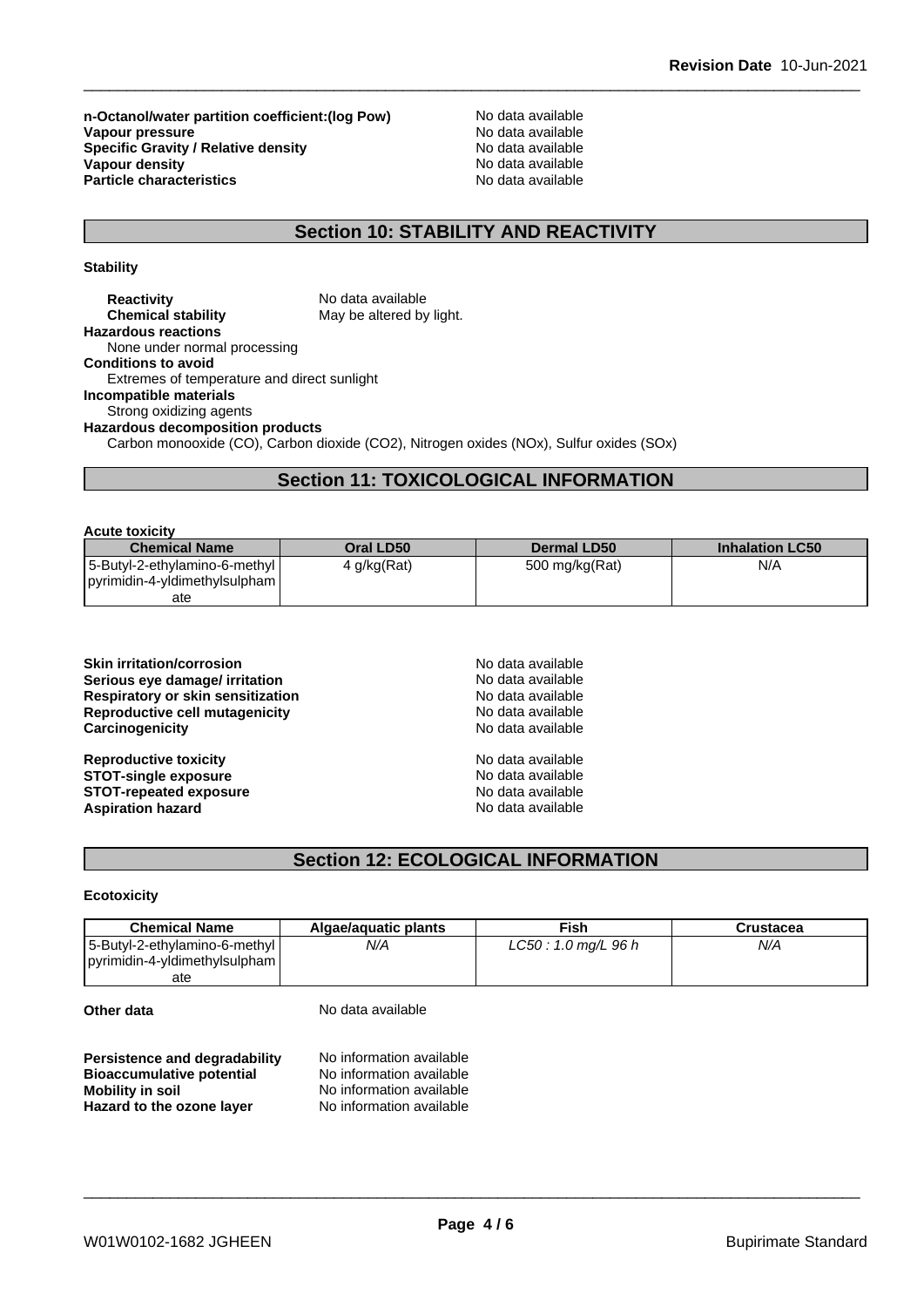**n-Octanol/water partition coefficient:(log Pow)** No data available
**Vapour pressure** No data available
**Specific Gravity / Relative density** No data available
**Vapour density** No data available
**Particle characteristics** No data available

## Section 10: STABILITY AND REACTIVITY

**Stability**

**Reactivity** No data available
**Chemical stability** May be altered by light.

**Hazardous reactions**
None under normal processing

**Conditions to avoid**
Extremes of temperature and direct sunlight

**Incompatible materials**
Strong oxidizing agents

**Hazardous decomposition products**
Carbon monooxide (CO), Carbon dioxide ($CO_2$), Nitrogen oxides (NOx), Sulfur oxides (SOx)

## Section 11: TOXICOLOGICAL INFORMATION

**Acute toxicity**

| Chemical Name | Oral LD50 | Dermal LD50 | Inhalation LC50 |
|---|---|---|---|
| 5-Butyl-2-ethylamino-6-methylpyrimidin-4-yldimethylsulphamate | 4 g/kg(Rat) | 500 mg/kg(Rat) | N/A |

**Skin irritation/corrosion** No data available
**Serious eye damage/ irritation** No data available
**Respiratory or skin sensitization** No data available
**Reproductive cell mutagenicity** No data available
**Carcinogenicity** No data available

**Reproductive toxicity** No data available
**STOT-single exposure** No data available
**STOT-repeated exposure** No data available
**Aspiration hazard** No data available

## Section 12: ECOLOGICAL INFORMATION

**Ecotoxicity**

| Chemical Name | Algae/aquatic plants | Fish | Crustacea |
|---|---|---|---|
| 5-Butyl-2-ethylamino-6-methylpyrimidin-4-yldimethylsulphamate | *N/A* | *LC50 : 1.0 mg/L 96 h* | *N/A* |

**Other data** No data available

**Persistence and degradability** No information available
**Bioaccumulative potential** No information available
**Mobility in soil** No information available
**Hazard to the ozone layer** No information available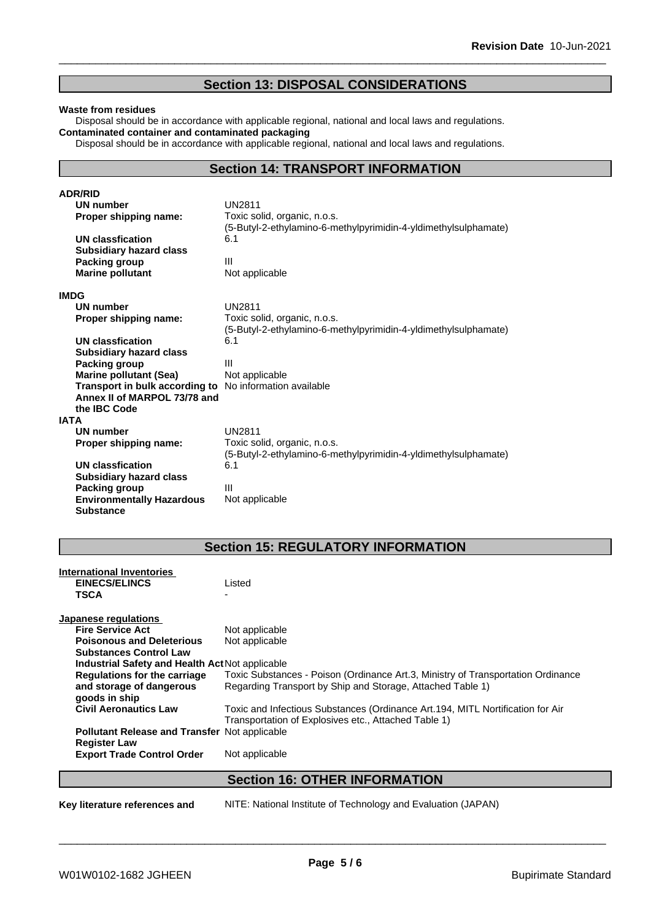## Section 13: DISPOSAL CONSIDERATIONS

**Waste from residues**

Disposal should be in accordance with applicable regional, national and local laws and regulations.

**Contaminated container and contaminated packaging**

Disposal should be in accordance with applicable regional, national and local laws and regulations.

## Section 14: TRANSPORT INFORMATION

**ADR/RID**

| | |
|---|---|
| **UN number** | UN2811 |
| **Proper shipping name:** | Toxic solid, organic, n.o.s. (5-Butyl-2-ethylamino-6-methylpyrimidin-4-yldimethylsulphamate) |
| **UN classfication** | 6.1 |
| **Subsidiary hazard class** | |
| **Packing group** | III |
| **Marine pollutant** | Not applicable |

**IMDG**

| | |
|---|---|
| **UN number** | UN2811 |
| **Proper shipping name:** | Toxic solid, organic, n.o.s. (5-Butyl-2-ethylamino-6-methylpyrimidin-4-yldimethylsulphamate) |
| **UN classfication** | 6.1 |
| **Subsidiary hazard class** | |
| **Packing group** | III |
| **Marine pollutant (Sea)** | Not applicable |
| **Transport in bulk according to Annex II of MARPOL 73/78 and the IBC Code** | No information available |

**IATA**

| | |
|---|---|
| **UN number** | UN2811 |
| **Proper shipping name:** | Toxic solid, organic, n.o.s. (5-Butyl-2-ethylamino-6-methylpyrimidin-4-yldimethylsulphamate) |
| **UN classfication** | 6.1 |
| **Subsidiary hazard class** | |
| **Packing group** | III |
| **Environmentally Hazardous Substance** | Not applicable |

## Section 15: REGULATORY INFORMATION

**International Inventories**

| | |
|---|---|
| **EINECS/ELINCS** | Listed |
| **TSCA** | - |

**Japanese regulations**

| | |
|---|---|
| **Fire Service Act** | Not applicable |
| **Poisonous and Deleterious Substances Control Law** | Not applicable |
| **Industrial Safety and Health Act** | Not applicable |
| **Regulations for the carriage and storage of dangerous goods in ship** | Toxic Substances - Poison (Ordinance Art.3, Ministry of Transportation Ordinance Regarding Transport by Ship and Storage, Attached Table 1) |
| **Civil Aeronautics Law** | Toxic and Infectious Substances (Ordinance Art.194, MITL Nofitication for Air Transportation of Explosives etc., Attached Table 1) |
| **Pollutant Release and Transfer Register Law** | Not applicable |
| **Export Trade Control Order** | Not applicable |

## Section 16: OTHER INFORMATION

| | |
|---|---|
| **Key literature references and** | NITE: National Institute of Technology and Evaluation (JAPAN) |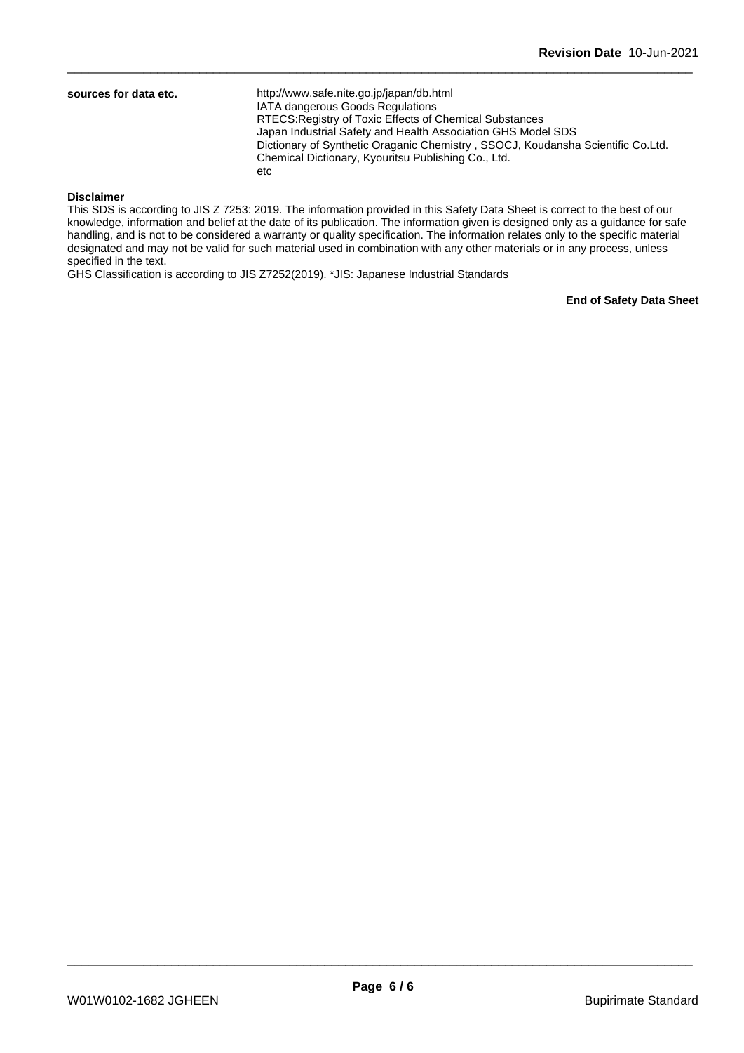**sources for data etc.**

http://www.safe.nite.go.jp/japan/db.html
IATA dangerous Goods Regulations
RTECS:Registry of Toxic Effects of Chemical Substances
Japan Industrial Safety and Health Association GHS Model SDS
Dictionary of Synthetic Oraganic Chemistry , SSOCJ, Koudansha Scientific Co.Ltd.
Chemical Dictionary, Kyouritsu Publishing Co., Ltd.
etc

**Disclaimer**

This SDS is according to JIS Z 7253: 2019. The information provided in this Safety Data Sheet is correct to the best of our knowledge, information and belief at the date of its publication. The information given is designed only as a guidance for safe handling, and is not to be considered a warranty or quality specification. The information relates only to the specific material designated and may not be valid for such material used in combination with any other materials or in any process, unless specified in the text.

GHS Classification is according to JIS Z7252(2019). *JIS: Japanese Industrial Standards

**End of Safety Data Sheet**